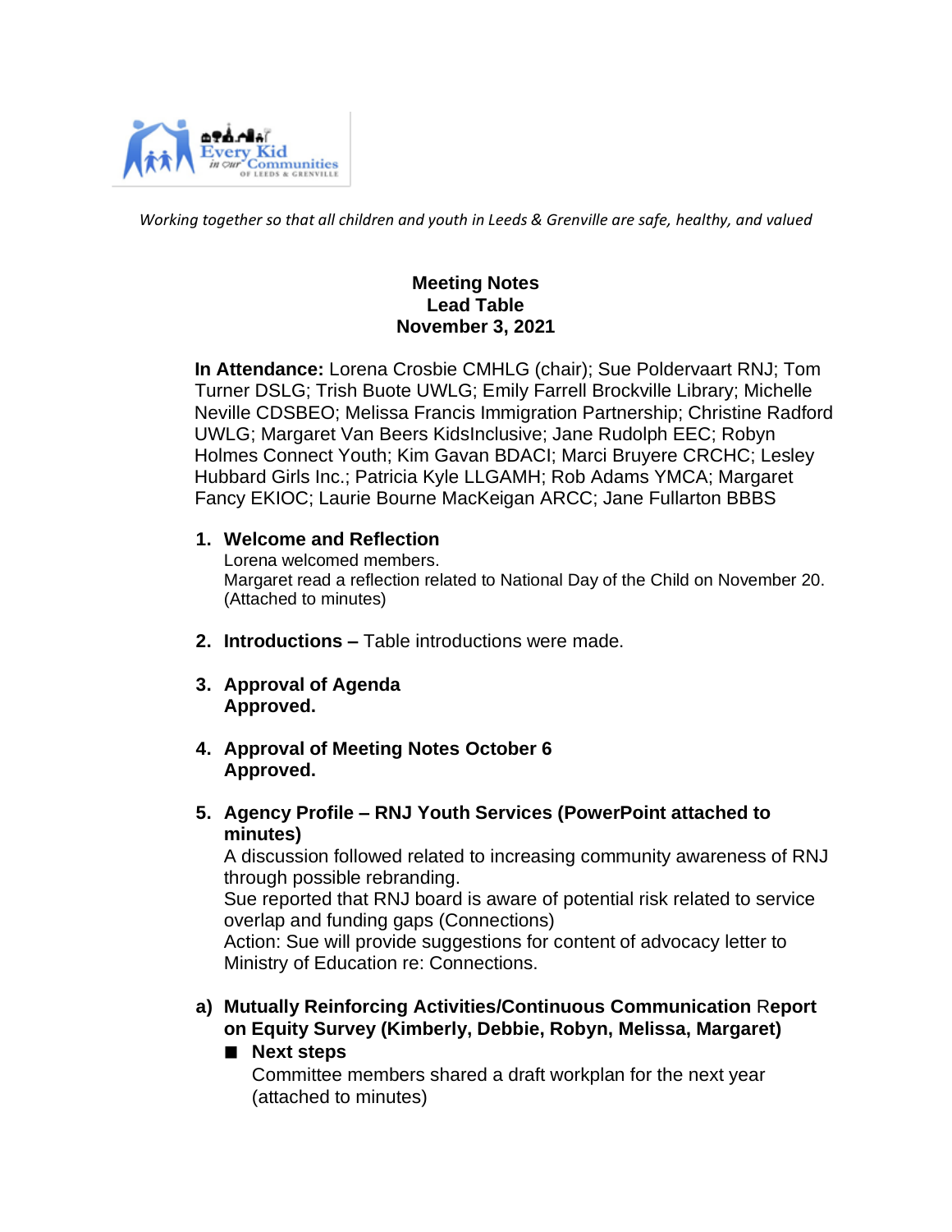*Working together so that all children and youth in Leeds & Grenville are safe, healthy, and valued*

**Meeting Notes**
**Lead Table**
**November 3, 2021**

**In Attendance:** Lorena Crosbie CMHLG (chair); Sue Poldervaart RNJ; Tom Turner DSLG; Trish Buote UWLG; Emily Farrell Brockville Library; Michelle Neville CDSBEO; Melissa Francis Immigration Partnership; Christine Radford UWLG; Margaret Van Beers KidsInclusive; Jane Rudolph EEC; Robyn Holmes Connect Youth; Kim Gavan BDACI; Marci Bruyere CRCHC; Lesley Hubbard Girls Inc.; Patricia Kyle LLGAMH; Rob Adams YMCA; Margaret Fancy EKIOC; Laurie Bourne MacKeigan ARCC; Jane Fullarton BBBS

1. **Welcome and Reflection**
   Lorena welcomed members.
   Margaret read a reflection related to National Day of the Child on November 20. (Attached to minutes)

2. **Introductions –** Table introductions were made.

3. **Approval of Agenda**
   **Approved.**

4. **Approval of Meeting Notes October 6**
   **Approved.**

5. **Agency Profile – RNJ Youth Services (PowerPoint attached to minutes)**
   A discussion followed related to increasing community awareness of RNJ through possible rebranding.
   Sue reported that RNJ board is aware of potential risk related to service overlap and funding gaps (Connections)
   Action: Sue will provide suggestions for content of advocacy letter to Ministry of Education re: Connections.

a) **Mutually Reinforcing Activities/Continuous Communication** Report **on Equity Survey (Kimberly, Debbie, Robyn, Melissa, Margaret)**
   - **Next steps**
     Committee members shared a draft workplan for the next year (attached to minutes)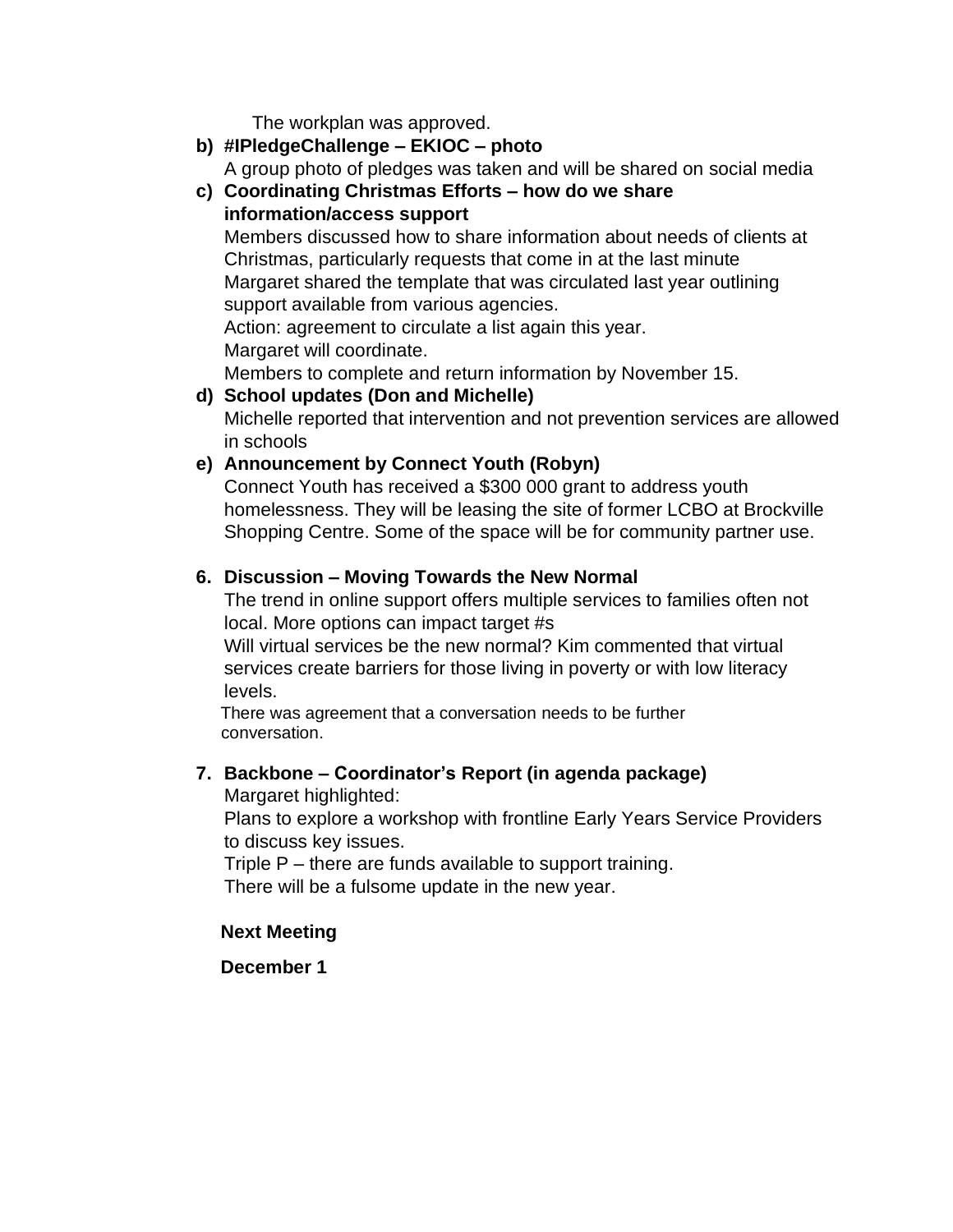The workplan was approved.

**b) #IPledgeChallenge – EKIOC – photo**

A group photo of pledges was taken and will be shared on social media

**c) Coordinating Christmas Efforts – how do we share information/access support**

Members discussed how to share information about needs of clients at Christmas, particularly requests that come in at the last minute

Margaret shared the template that was circulated last year outlining support available from various agencies.

Action: agreement to circulate a list again this year.

Margaret will coordinate.

Members to complete and return information by November 15.

**d) School updates (Don and Michelle)**

Michelle reported that intervention and not prevention services are allowed in schools

**e) Announcement by Connect Youth (Robyn)**

Connect Youth has received a $300 000 grant to address youth homelessness. They will be leasing the site of former LCBO at Brockville Shopping Centre. Some of the space will be for community partner use.

**6. Discussion – Moving Towards the New Normal**

The trend in online support offers multiple services to families often not local. More options can impact target #s

Will virtual services be the new normal? Kim commented that virtual services create barriers for those living in poverty or with low literacy levels.

There was agreement that a conversation needs to be further conversation.

**7. Backbone – Coordinator's Report (in agenda package)**

Margaret highlighted:

Plans to explore a workshop with frontline Early Years Service Providers to discuss key issues.

Triple P – there are funds available to support training.

There will be a fulsome update in the new year.

**Next Meeting**

**December 1**